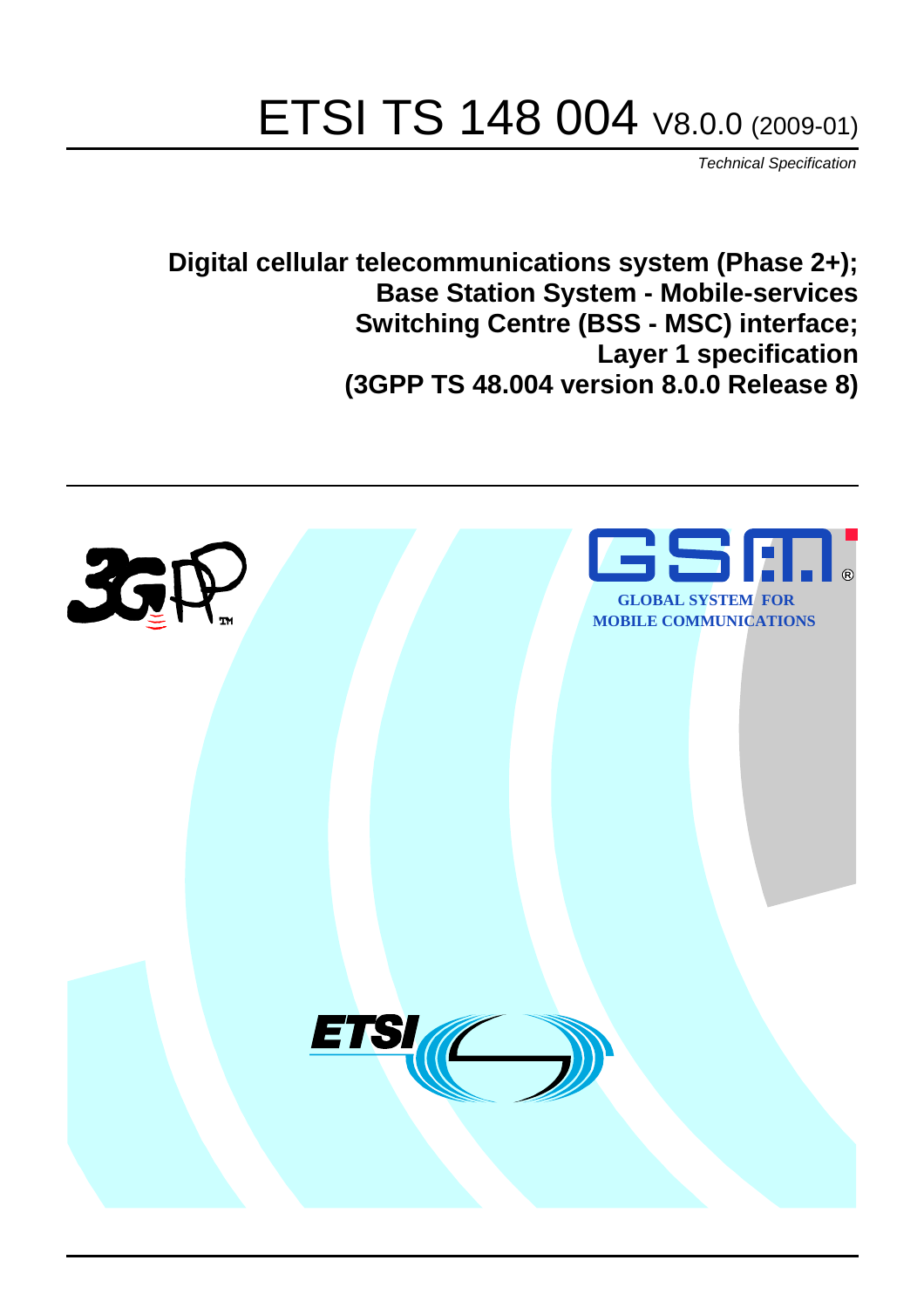# ETSI TS 148 004 V8.0.0 (2009-01)

*Technical Specification*

**Digital cellular telecommunications system (Phase 2+);
Base Station System - Mobile-services
Switching Centre (BSS - MSC) interface;
Layer 1 specification
(3GPP TS 48.004 version 8.0.0 Release 8)**

GLOBAL SYSTEM FOR
MOBILE COMMUNICATIONS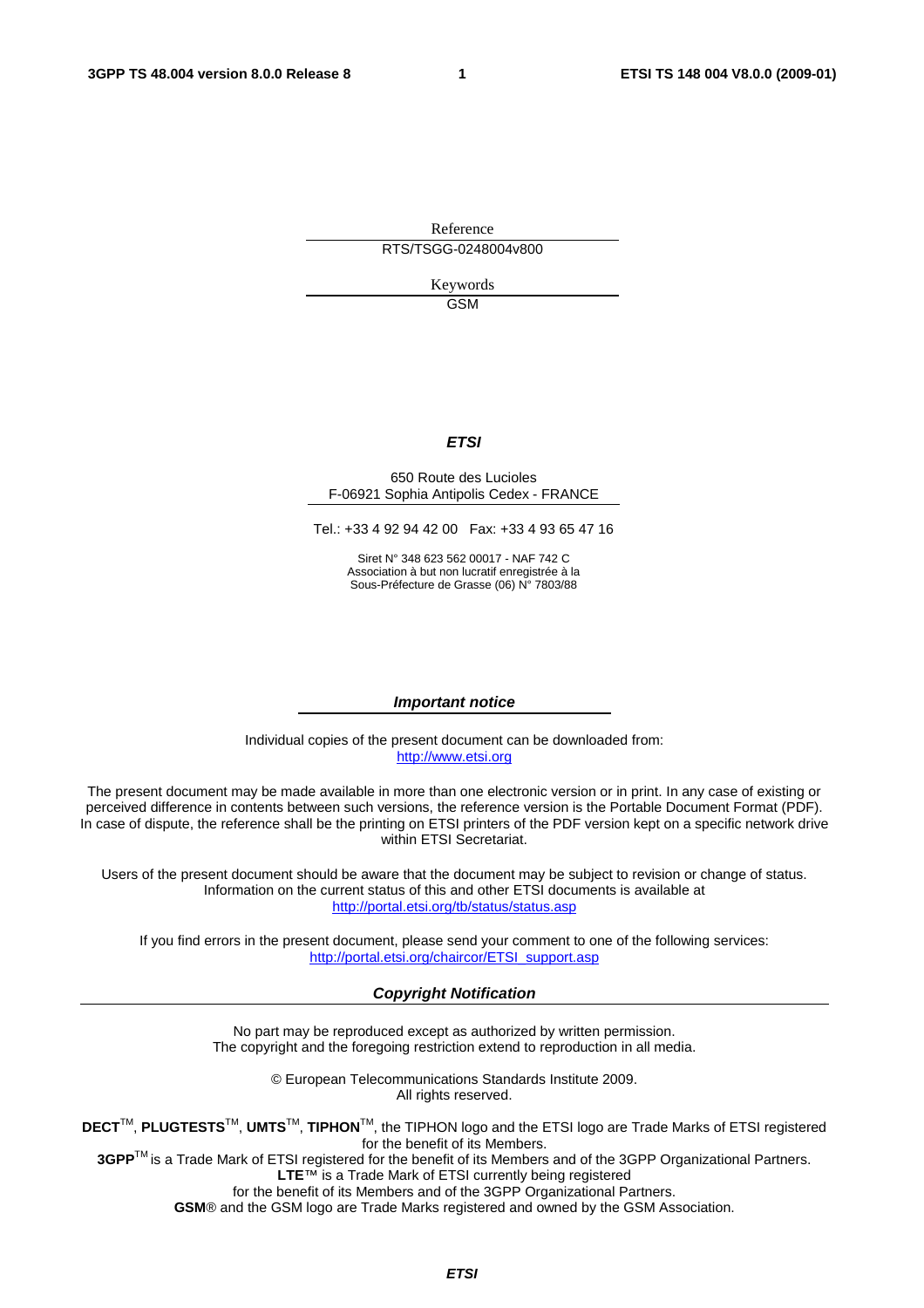Reference

RTS/TSGG-0248004v800

Keywords

GSM

***ETSI***

650 Route des Lucioles
F-06921 Sophia Antipolis Cedex - FRANCE

Tel.: +33 4 92 94 42 00 Fax: +33 4 93 65 47 16

Siret N° 348 623 562 00017 - NAF 742 C
Association à but non lucratif enregistrée à la
Sous-Préfecture de Grasse (06) N° 7803/88

***Important notice***

Individual copies of the present document can be downloaded from:
http://www.etsi.org

The present document may be made available in more than one electronic version or in print. In any case of existing or perceived difference in contents between such versions, the reference version is the Portable Document Format (PDF). In case of dispute, the reference shall be the printing on ETSI printers of the PDF version kept on a specific network drive within ETSI Secretariat.

Users of the present document should be aware that the document may be subject to revision or change of status. Information on the current status of this and other ETSI documents is available at
http://portal.etsi.org/tb/status/status.asp

If you find errors in the present document, please send your comment to one of the following services:
http://portal.etsi.org/chaircor/ETSI_support.asp

***Copyright Notification***

No part may be reproduced except as authorized by written permission.
The copyright and the foregoing restriction extend to reproduction in all media.

© European Telecommunications Standards Institute 2009.
All rights reserved.

**DECT**™, **PLUGTESTS**™, **UMTS**™, **TIPHON**™, the TIPHON logo and the ETSI logo are Trade Marks of ETSI registered for the benefit of its Members.
**3GPP**™ is a Trade Mark of ETSI registered for the benefit of its Members and of the 3GPP Organizational Partners.
**LTE**™ is a Trade Mark of ETSI currently being registered
for the benefit of its Members and of the 3GPP Organizational Partners.
**GSM**® and the GSM logo are Trade Marks registered and owned by the GSM Association.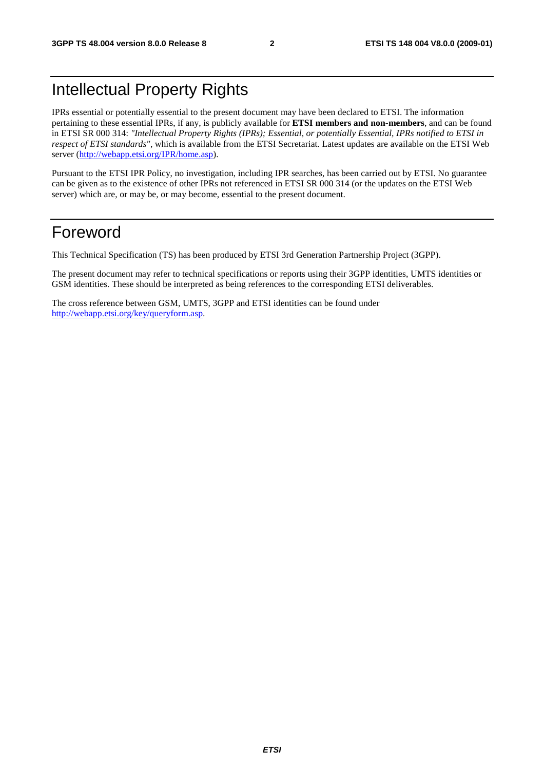# Intellectual Property Rights

IPRs essential or potentially essential to the present document may have been declared to ETSI. The information pertaining to these essential IPRs, if any, is publicly available for **ETSI members and non-members**, and can be found in ETSI SR 000 314: *"Intellectual Property Rights (IPRs); Essential, or potentially Essential, IPRs notified to ETSI in respect of ETSI standards"*, which is available from the ETSI Secretariat. Latest updates are available on the ETSI Web server (http://webapp.etsi.org/IPR/home.asp).

Pursuant to the ETSI IPR Policy, no investigation, including IPR searches, has been carried out by ETSI. No guarantee can be given as to the existence of other IPRs not referenced in ETSI SR 000 314 (or the updates on the ETSI Web server) which are, or may be, or may become, essential to the present document.

# Foreword

This Technical Specification (TS) has been produced by ETSI 3rd Generation Partnership Project (3GPP).

The present document may refer to technical specifications or reports using their 3GPP identities, UMTS identities or GSM identities. These should be interpreted as being references to the corresponding ETSI deliverables.

The cross reference between GSM, UMTS, 3GPP and ETSI identities can be found under http://webapp.etsi.org/key/queryform.asp.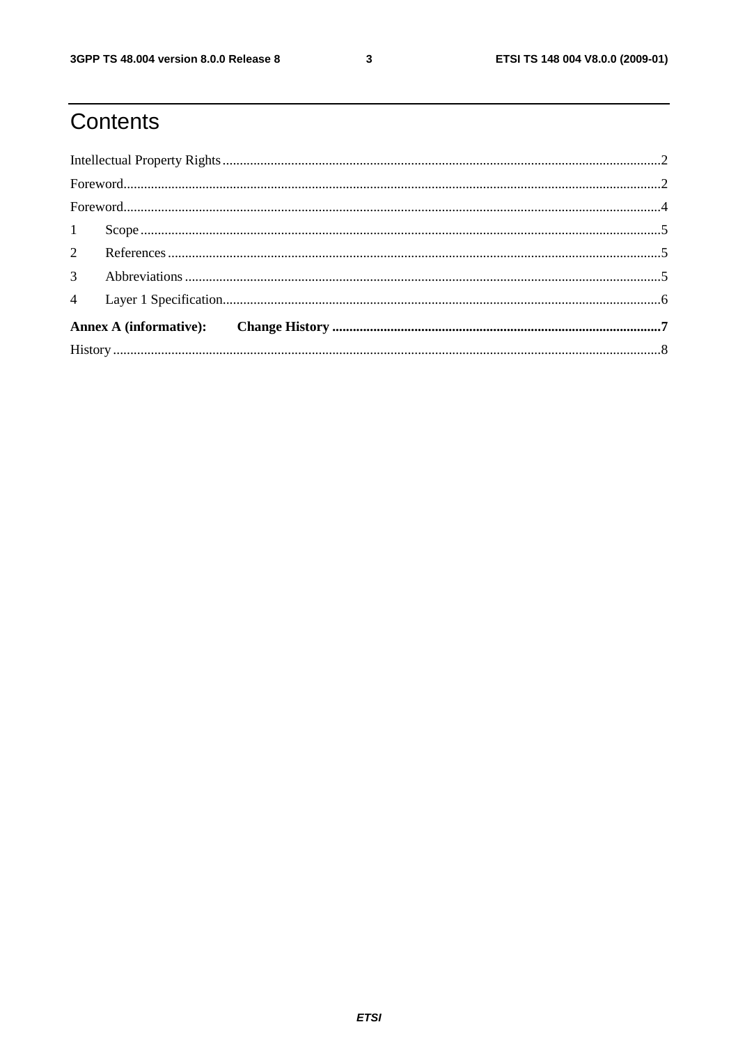# Contents

Intellectual Property Rights................................................................................................................................2

Foreword.............................................................................................................................................................2

Foreword.............................................................................................................................................................4

1 Scope........................................................................................................................................................5

2 References................................................................................................................................................5

3 Abbreviations...........................................................................................................................................5

4 Layer 1 Specification................................................................................................................................6

**Annex A (informative): Change History.................................................................................................7**

History................................................................................................................................................................8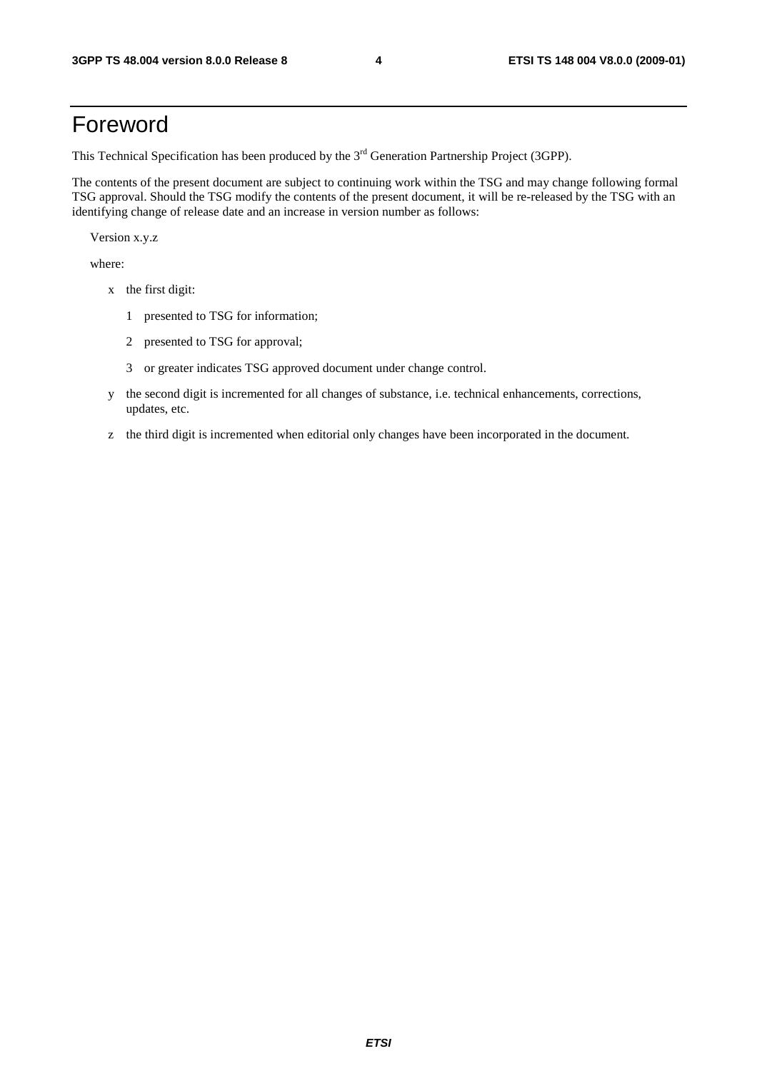# Foreword

This Technical Specification has been produced by the 3rd Generation Partnership Project (3GPP).

The contents of the present document are subject to continuing work within the TSG and may change following formal TSG approval. Should the TSG modify the contents of the present document, it will be re-released by the TSG with an identifying change of release date and an increase in version number as follows:

Version x.y.z

where:

- x the first digit:
  - 1 presented to TSG for information;
  - 2 presented to TSG for approval;
  - 3 or greater indicates TSG approved document under change control.
- y the second digit is incremented for all changes of substance, i.e. technical enhancements, corrections, updates, etc.
- z the third digit is incremented when editorial only changes have been incorporated in the document.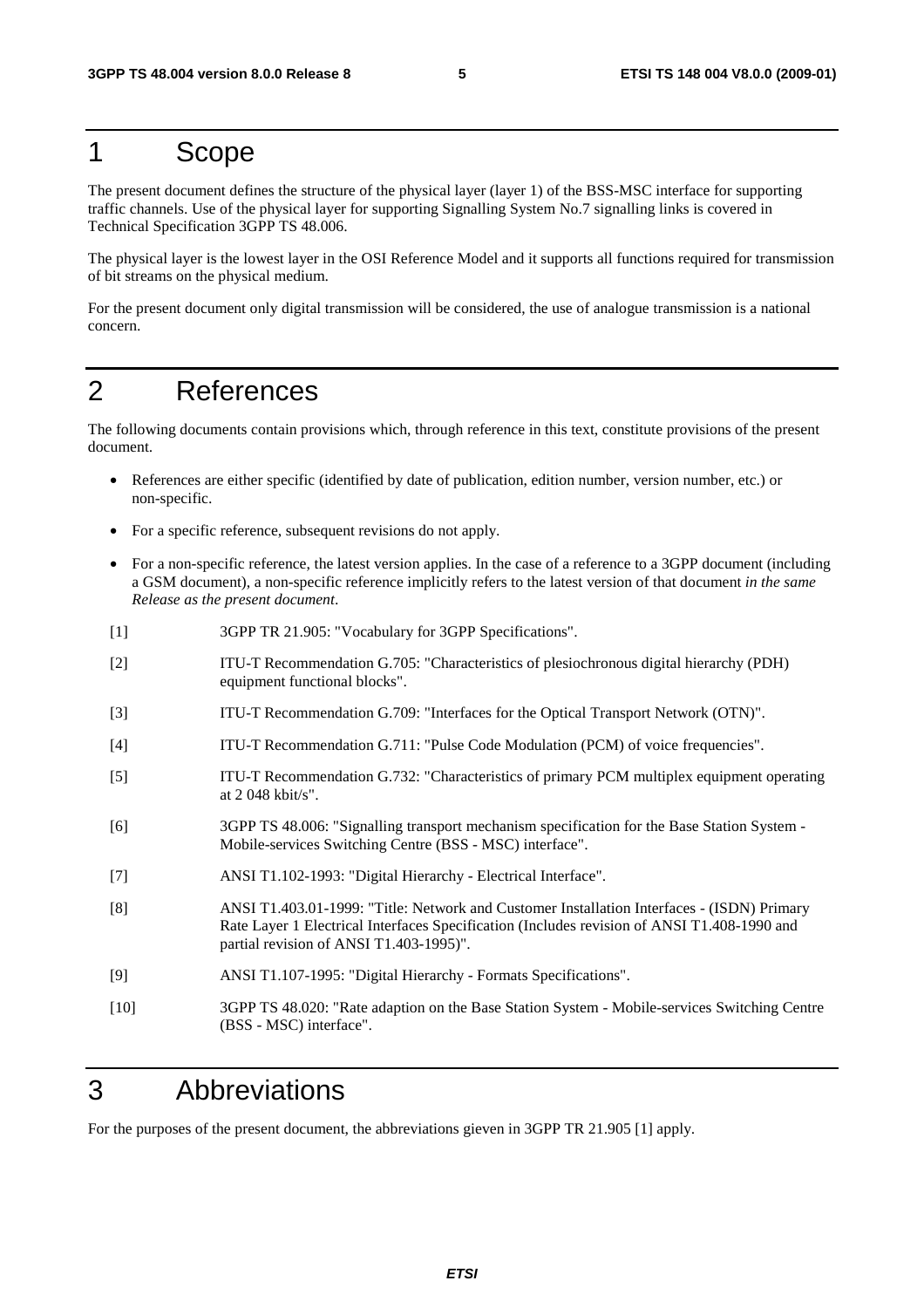# 1 Scope

The present document defines the structure of the physical layer (layer 1) of the BSS-MSC interface for supporting traffic channels. Use of the physical layer for supporting Signalling System No.7 signalling links is covered in Technical Specification 3GPP TS 48.006.

The physical layer is the lowest layer in the OSI Reference Model and it supports all functions required for transmission of bit streams on the physical medium.

For the present document only digital transmission will be considered, the use of analogue transmission is a national concern.

# 2 References

The following documents contain provisions which, through reference in this text, constitute provisions of the present document.

- References are either specific (identified by date of publication, edition number, version number, etc.) or non-specific.
- For a specific reference, subsequent revisions do not apply.
- For a non-specific reference, the latest version applies. In the case of a reference to a 3GPP document (including a GSM document), a non-specific reference implicitly refers to the latest version of that document *in the same Release as the present document*.

[1] 3GPP TR 21.905: "Vocabulary for 3GPP Specifications".

[2] ITU-T Recommendation G.705: "Characteristics of plesiochronous digital hierarchy (PDH) equipment functional blocks".

[3] ITU-T Recommendation G.709: "Interfaces for the Optical Transport Network (OTN)".

[4] ITU-T Recommendation G.711: "Pulse Code Modulation (PCM) of voice frequencies".

[5] ITU-T Recommendation G.732: "Characteristics of primary PCM multiplex equipment operating at 2 048 kbit/s".

[6] 3GPP TS 48.006: "Signalling transport mechanism specification for the Base Station System - Mobile-services Switching Centre (BSS - MSC) interface".

[7] ANSI T1.102-1993: "Digital Hierarchy - Electrical Interface".

[8] ANSI T1.403.01-1999: "Title: Network and Customer Installation Interfaces - (ISDN) Primary Rate Layer 1 Electrical Interfaces Specification (Includes revision of ANSI T1.408-1990 and partial revision of ANSI T1.403-1995)".

[9] ANSI T1.107-1995: "Digital Hierarchy - Formats Specifications".

[10] 3GPP TS 48.020: "Rate adaption on the Base Station System - Mobile-services Switching Centre (BSS - MSC) interface".

# 3 Abbreviations

For the purposes of the present document, the abbreviations gieven in 3GPP TR 21.905 [1] apply.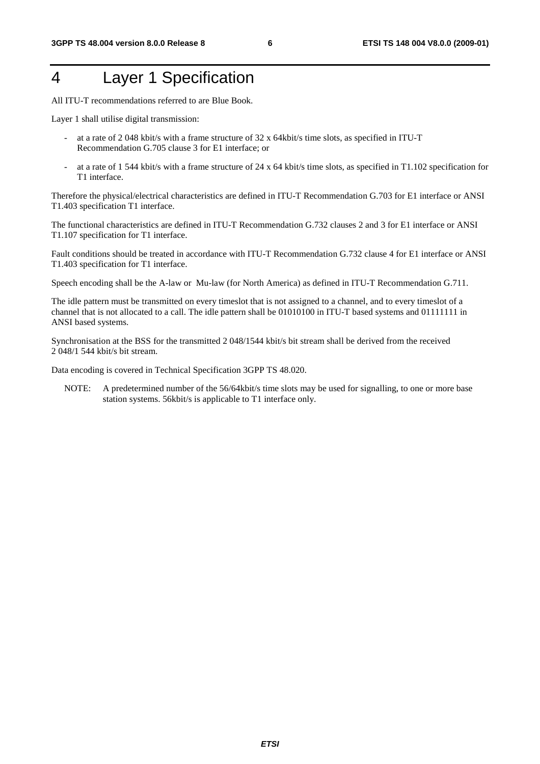# 4 Layer 1 Specification

All ITU-T recommendations referred to are Blue Book.

Layer 1 shall utilise digital transmission:

- at a rate of 2 048 kbit/s with a frame structure of 32 x 64kbit/s time slots, as specified in ITU-T Recommendation G.705 clause 3 for E1 interface; or
- at a rate of 1 544 kbit/s with a frame structure of 24 x 64 kbit/s time slots, as specified in T1.102 specification for T1 interface.

Therefore the physical/electrical characteristics are defined in ITU-T Recommendation G.703 for E1 interface or ANSI T1.403 specification T1 interface.

The functional characteristics are defined in ITU-T Recommendation G.732 clauses 2 and 3 for E1 interface or ANSI T1.107 specification for T1 interface.

Fault conditions should be treated in accordance with ITU-T Recommendation G.732 clause 4 for E1 interface or ANSI T1.403 specification for T1 interface.

Speech encoding shall be the A-law or Mu-law (for North America) as defined in ITU-T Recommendation G.711.

The idle pattern must be transmitted on every timeslot that is not assigned to a channel, and to every timeslot of a channel that is not allocated to a call. The idle pattern shall be 01010100 in ITU-T based systems and 01111111 in ANSI based systems.

Synchronisation at the BSS for the transmitted 2 048/1544 kbit/s bit stream shall be derived from the received 2 048/1 544 kbit/s bit stream.

Data encoding is covered in Technical Specification 3GPP TS 48.020.

NOTE: A predetermined number of the 56/64kbit/s time slots may be used for signalling, to one or more base station systems. 56kbit/s is applicable to T1 interface only.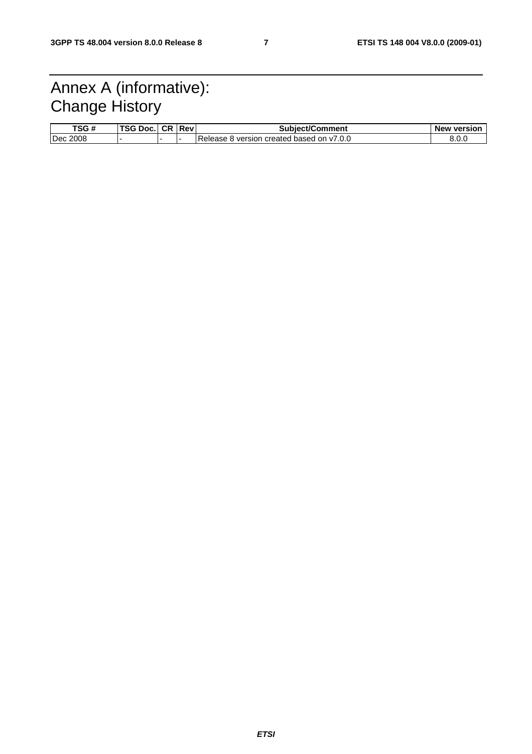# Annex A (informative): Change History

| TSG # | TSG Doc. | CR | Rev | Subject/Comment | New version |
|---|---|---|---|---|---|
| Dec 2008 | - | - | - | Release 8 version created based on v7.0.0 | 8.0.0 |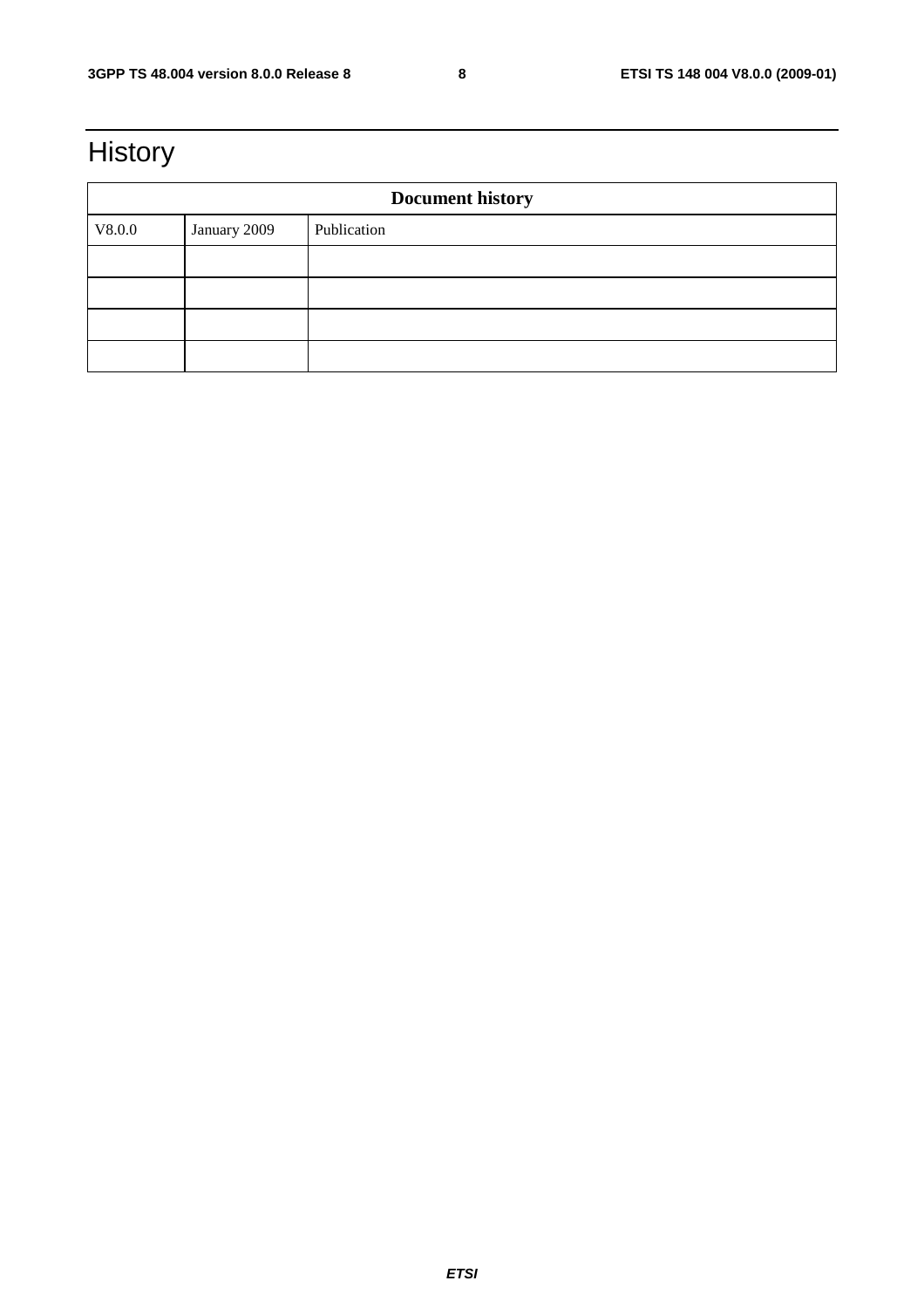# History

| Document history | | |
|---|---|---|
| V8.0.0 | January 2009 | Publication |
| | | |
| | | |
| | | |
| | | |